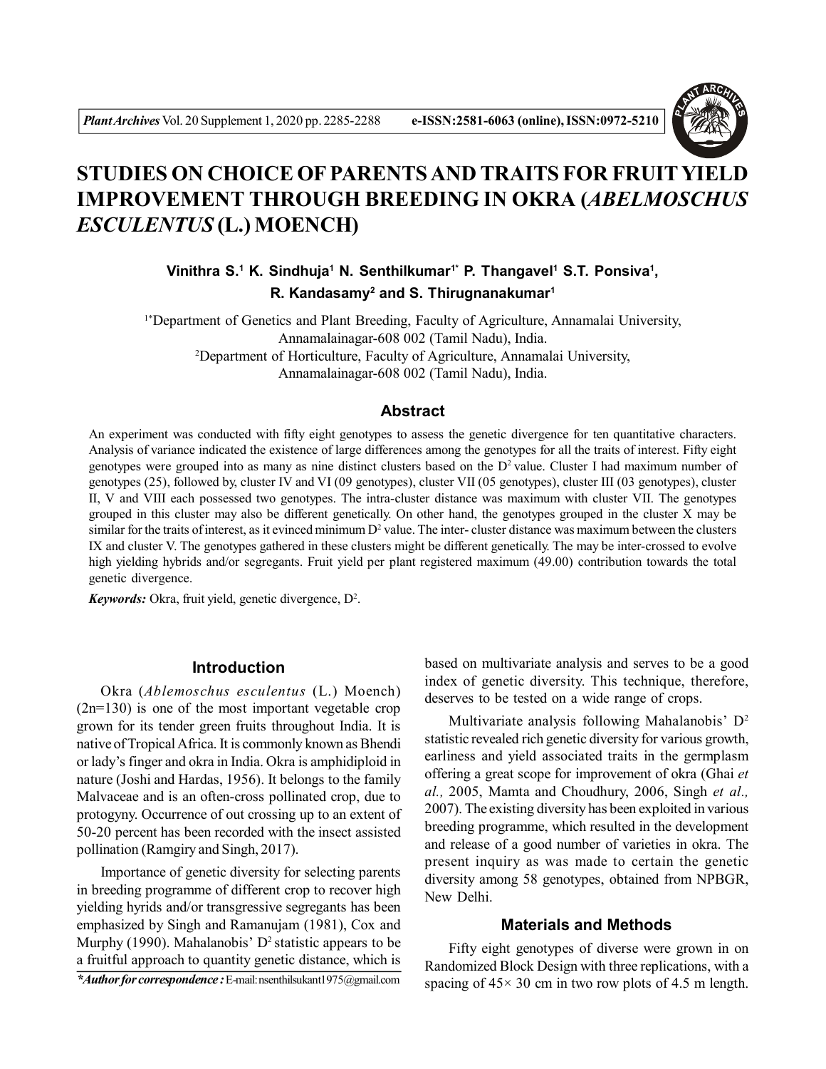# STUDIES ON CHOICE OF PARENTS AND TRAITS FOR FRUIT YIELD IMPROVEMENT THROUGH BREEDING IN OKRA (*ABELMOSCHUS ESCULENTUS* (L.) MOENCH)

**Vinithra S.[1] K. Sindhuja[1] N. Senthilkumar[1*] P. Thangavel[1] S.T. Ponsiva[1], R. Kandasamy[2] and S. Thirugnanakumar[1]**

[1*]Department of Genetics and Plant Breeding, Faculty of Agriculture, Annamalai University, Annamalainagar-608 002 (Tamil Nadu), India.
[2]Department of Horticulture, Faculty of Agriculture, Annamalai University, Annamalainagar-608 002 (Tamil Nadu), India.

## Abstract

An experiment was conducted with fifty eight genotypes to assess the genetic divergence for ten quantitative characters. Analysis of variance indicated the existence of large differences among the genotypes for all the traits of interest. Fifty eight genotypes were grouped into as many as nine distinct clusters based on the $D^2$ value. Cluster I had maximum number of genotypes (25), followed by, cluster IV and VI (09 genotypes), cluster VII (05 genotypes), cluster III (03 genotypes), cluster II, V and VIII each possessed two genotypes. The intra-cluster distance was maximum with cluster VII. The genotypes grouped in this cluster may also be different genetically. On other hand, the genotypes grouped in the cluster X may be similar for the traits of interest, as it evinced minimum $D^2$ value. The inter- cluster distance was maximum between the clusters IX and cluster V. The genotypes gathered in these clusters might be different genetically. The may be inter-crossed to evolve high yielding hybrids and/or segregants. Fruit yield per plant registered maximum (49.00) contribution towards the total genetic divergence.

***Keywords:*** Okra, fruit yield, genetic divergence, $D^2$.

## Introduction

Okra (*Ablemoschus esculentus* (L.) Moench) (2n=130) is one of the most important vegetable crop grown for its tender green fruits throughout India. It is native of Tropical Africa. It is commonly known as Bhendi or lady's finger and okra in India. Okra is amphidiploid in nature (Joshi and Hardas, 1956). It belongs to the family Malvaceae and is an often-cross pollinated crop, due to protogyny. Occurrence of out crossing up to an extent of 50-20 percent has been recorded with the insect assisted pollination (Ramgiry and Singh, 2017).

Importance of genetic diversity for selecting parents in breeding programme of different crop to recover high yielding hyrids and/or transgressive segregants has been emphasized by Singh and Ramanujam (1981), Cox and Murphy (1990). Mahalanobis' $D^2$ statistic appears to be a fruitful approach to quantity genetic distance, which is based on multivariate analysis and serves to be a good index of genetic diversity. This technique, therefore, deserves to be tested on a wide range of crops.

Multivariate analysis following Mahalanobis' $D^2$ statistic revealed rich genetic diversity for various growth, earliness and yield associated traits in the germplasm offering a great scope for improvement of okra (Ghai *et al.,* 2005, Mamta and Choudhury, 2006, Singh *et al.,* 2007). The existing diversity has been exploited in various breeding programme, which resulted in the development and release of a good number of varieties in okra. The present inquiry as was made to certain the genetic diversity among 58 genotypes, obtained from NPBGR, New Delhi.

## Materials and Methods

Fifty eight genotypes of diverse were grown in on Randomized Block Design with three replications, with a spacing of 45× 30 cm in two row plots of 4.5 m length.

*\*Author for correspondence :* E-mail: nsenthilsukant1975@gmail.com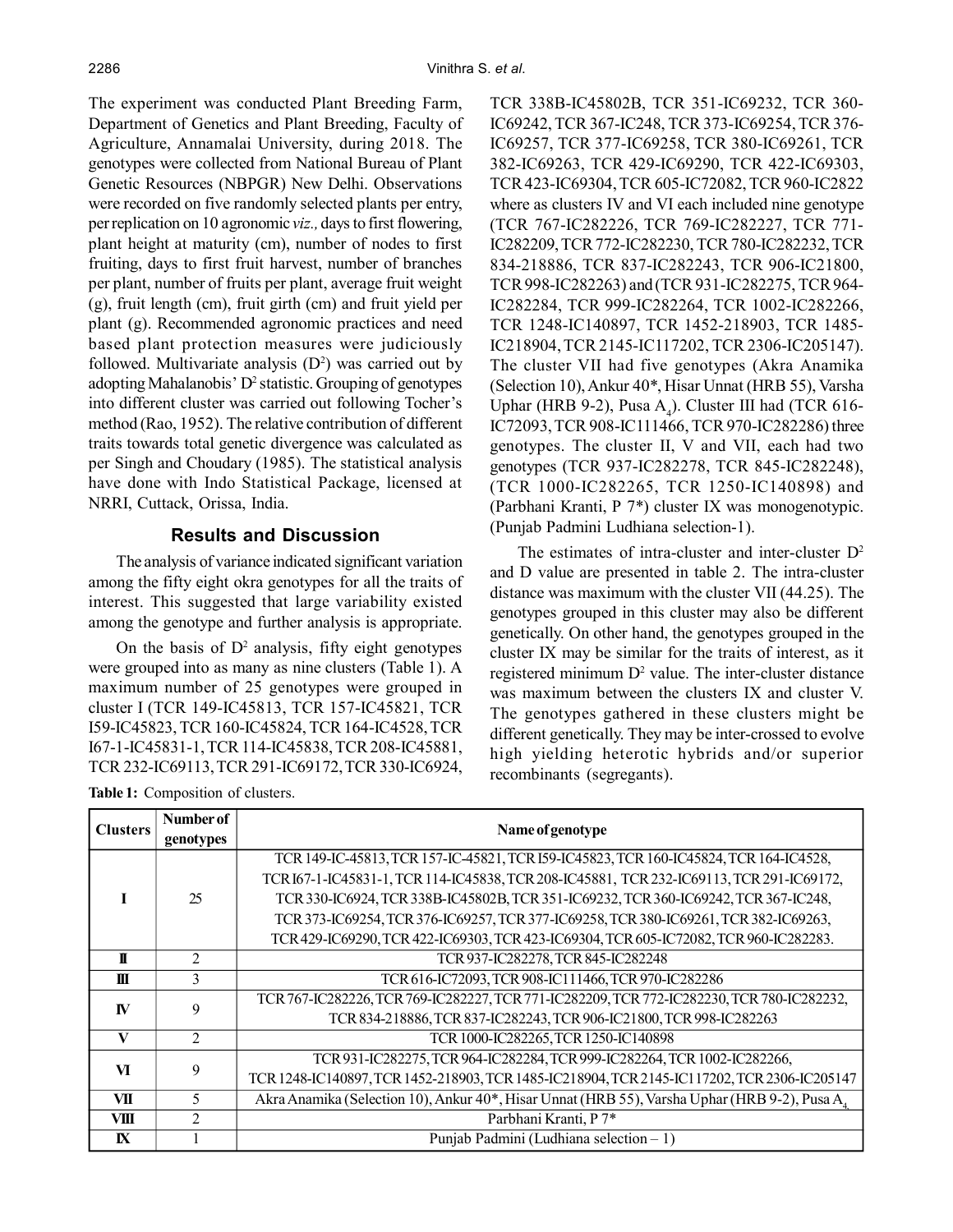The experiment was conducted Plant Breeding Farm, Department of Genetics and Plant Breeding, Faculty of Agriculture, Annamalai University, during 2018. The genotypes were collected from National Bureau of Plant Genetic Resources (NBPGR) New Delhi. Observations were recorded on five randomly selected plants per entry, per replication on 10 agronomic *viz.,* days to first flowering, plant height at maturity (cm), number of nodes to first fruiting, days to first fruit harvest, number of branches per plant, number of fruits per plant, average fruit weight (g), fruit length (cm), fruit girth (cm) and fruit yield per plant (g). Recommended agronomic practices and need based plant protection measures were judiciously followed. Multivariate analysis ($D^2$) was carried out by adopting Mahalanobis' $D^2$ statistic. Grouping of genotypes into different cluster was carried out following Tocher's method (Rao, 1952). The relative contribution of different traits towards total genetic divergence was calculated as per Singh and Choudary (1985). The statistical analysis have done with Indo Statistical Package, licensed at NRRI, Cuttack, Orissa, India.

## Results and Discussion

The analysis of variance indicated significant variation among the fifty eight okra genotypes for all the traits of interest. This suggested that large variability existed among the genotype and further analysis is appropriate.

On the basis of $D^2$ analysis, fifty eight genotypes were grouped into as many as nine clusters (Table 1). A maximum number of 25 genotypes were grouped in cluster I (TCR 149-IC45813, TCR 157-IC45821, TCR I59-IC45823, TCR 160-IC45824, TCR 164-IC4528, TCR I67-1-IC45831-1, TCR 114-IC45838, TCR 208-IC45881, TCR 232-IC69113, TCR 291-IC69172, TCR 330-IC6924, TCR 338B-IC45802B, TCR 351-IC69232, TCR 360-IC69242, TCR 367-IC248, TCR 373-IC69254, TCR 376-IC69257, TCR 377-IC69258, TCR 380-IC69261, TCR 382-IC69263, TCR 429-IC69290, TCR 422-IC69303, TCR 423-IC69304, TCR 605-IC72082, TCR 960-IC2822 where as clusters IV and VI each included nine genotype (TCR 767-IC282226, TCR 769-IC282227, TCR 771-IC282209, TCR 772-IC282230, TCR 780-IC282232, TCR 834-218886, TCR 837-IC282243, TCR 906-IC21800, TCR 998-IC282263) and (TCR 931-IC282275, TCR 964-IC282284, TCR 999-IC282264, TCR 1002-IC282266, TCR 1248-IC140897, TCR 1452-218903, TCR 1485-IC218904, TCR 2145-IC117202, TCR 2306-IC205147). The cluster VII had five genotypes (Akra Anamika (Selection 10), Ankur 40*, Hisar Unnat (HRB 55), Varsha Uphar (HRB 9-2), Pusa $A_4$). Cluster III had (TCR 616-IC72093, TCR 908-IC111466, TCR 970-IC282286) three genotypes. The cluster II, V and VII, each had two genotypes (TCR 937-IC282278, TCR 845-IC282248), (TCR 1000-IC282265, TCR 1250-IC140898) and (Parbhani Kranti, P 7*) cluster IX was monogenotypic. (Punjab Padmini Ludhiana selection-1).

The estimates of intra-cluster and inter-cluster $D^2$ and D value are presented in table 2. The intra-cluster distance was maximum with the cluster VII (44.25). The genotypes grouped in this cluster may also be different genetically. On other hand, the genotypes grouped in the cluster IX may be similar for the traits of interest, as it registered minimum $D^2$ value. The inter-cluster distance was maximum between the clusters IX and cluster V. The genotypes gathered in these clusters might be different genetically. They may be inter-crossed to evolve high yielding heterotic hybrids and/or superior recombinants (segregants).

**Table 1:** Composition of clusters.

| Clusters | Number of genotypes | Name of genotype |
|---|---|---|
| I | 25 | TCR 149-IC-45813, TCR 157-IC-45821, TCR I59-IC45823, TCR 160-IC45824, TCR 164-IC4528, TCR I67-1-IC45831-1, TCR 114-IC45838, TCR 208-IC45881, TCR 232-IC69113, TCR 291-IC69172, TCR 330-IC6924, TCR 338B-IC45802B, TCR 351-IC69232, TCR 360-IC69242, TCR 367-IC248, TCR 373-IC69254, TCR 376-IC69257, TCR 377-IC69258, TCR 380-IC69261, TCR 382-IC69263, TCR 429-IC69290, TCR 422-IC69303, TCR 423-IC69304, TCR 605-IC72082, TCR 960-IC282283. |
| II | 2 | TCR 937-IC282278, TCR 845-IC282248 |
| III | 3 | TCR 616-IC72093, TCR 908-IC111466, TCR 970-IC282286 |
| IV | 9 | TCR 767-IC282226, TCR 769-IC282227, TCR 771-IC282209, TCR 772-IC282230, TCR 780-IC282232, TCR 834-218886, TCR 837-IC282243, TCR 906-IC21800, TCR 998-IC282263 |
| V | 2 | TCR 1000-IC282265, TCR 1250-IC140898 |
| VI | 9 | TCR 931-IC282275, TCR 964-IC282284, TCR 999-IC282264, TCR 1002-IC282266, TCR 1248-IC140897, TCR 1452-218903, TCR 1485-IC218904, TCR 2145-IC117202, TCR 2306-IC205147 |
| VII | 5 | Akra Anamika (Selection 10), Ankur 40*, Hisar Unnat (HRB 55), Varsha Uphar (HRB 9-2), Pusa $A_4$ |
| VIII | 2 | Parbhani Kranti, P 7* |
| IX | 1 | Punjab Padmini (Ludhiana selection – 1) |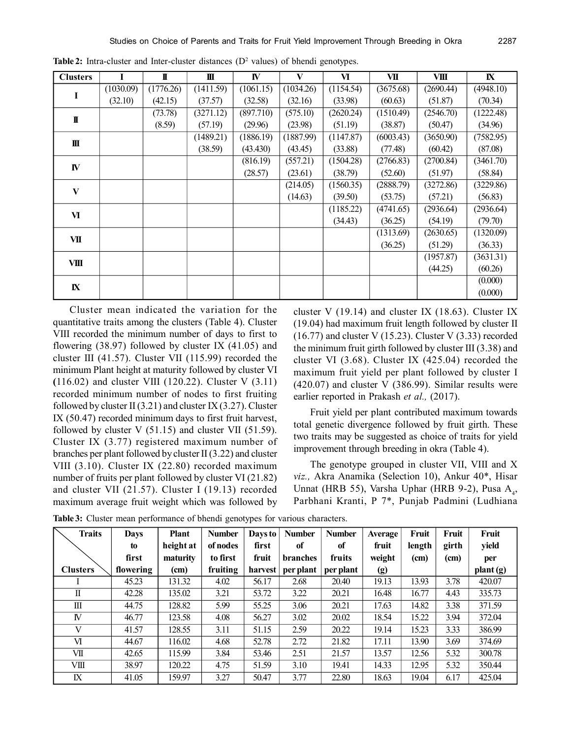**Table 2:** Intra-cluster and Inter-cluster distances ($D^2$ values) of bhendi genotypes.

| Clusters | I | II | III | IV | V | VI | VII | VIII | IX |
|---|---|---|---|---|---|---|---|---|---|
| I | (1030.09) (32.10) | (1776.26) (42.15) | (1411.59) (37.57) | (1061.15) (32.58) | (1034.26) (32.16) | (1154.54) (33.98) | (3675.68) (60.63) | (2690.44) (51.87) | (4948.10) (70.34) |
| II | | (73.78) (8.59) | (3271.12) (57.19) | (897.710) (29.96) | (575.10) (23.98) | (2620.24) (51.19) | (1510.49) (38.87) | (2546.70) (50.47) | (1222.48) (34.96) |
| III | | | (1489.21) (38.59) | (1886.19) (43.430) | (1887.99) (43.45) | (1147.87) (33.88) | (6003.43) (77.48) | (3650.90) (60.42) | (7582.95) (87.08) |
| IV | | | | (816.19) (28.57) | (557.21) (23.61) | (1504.28) (38.79) | (2766.83) (52.60) | (2700.84) (51.97) | (3461.70) (58.84) |
| V | | | | | (214.05) (14.63) | (1560.35) (39.50) | (2888.79) (53.75) | (3272.86) (57.21) | (3229.86) (56.83) |
| VI | | | | | | (1185.22) (34.43) | (4741.65) (36.25) | (2936.64) (54.19) | (2936.64) (79.70) |
| VII | | | | | | | (1313.69) (36.25) | (2630.65) (51.29) | (1320.09) (36.33) |
| VIII | | | | | | | | (1957.87) (44.25) | (3631.31) (60.26) |
| IX | | | | | | | | | (0.000) (0.000) |

Cluster mean indicated the variation for the quantitative traits among the clusters (Table 4). Cluster VIII recorded the minimum number of days to first to flowering (38.97) followed by cluster IX (41.05) and cluster III (41.57). Cluster VII (115.99) recorded the minimum Plant height at maturity followed by cluster VI (116.02) and cluster VIII (120.22). Cluster V (3.11) recorded minimum number of nodes to first fruiting followed by cluster II (3.21) and cluster IX (3.27). Cluster IX (50.47) recorded minimum days to first fruit harvest, followed by cluster V (51.15) and cluster VII (51.59). Cluster IX (3.77) registered maximum number of branches per plant followed by cluster II (3.22) and cluster VIII (3.10). Cluster IX (22.80) recorded maximum number of fruits per plant followed by cluster VI (21.82) and cluster VII (21.57). Cluster I (19.13) recorded maximum average fruit weight which was followed by cluster V (19.14) and cluster IX (18.63). Cluster IX (19.04) had maximum fruit length followed by cluster II (16.77) and cluster V (15.23). Cluster V (3.33) recorded the minimum fruit girth followed by cluster III (3.38) and cluster VI (3.68). Cluster IX (425.04) recorded the maximum fruit yield per plant followed by cluster I (420.07) and cluster V (386.99). Similar results were earlier reported in Prakash *et al.,* (2017).

Fruit yield per plant contributed maximum towards total genetic divergence followed by fruit girth. These two traits may be suggested as choice of traits for yield improvement through breeding in okra (Table 4).

The genotype grouped in cluster VII, VIII and X *viz.,* Akra Anamika (Selection 10), Ankur 40*, Hisar Unnat (HRB 55), Varsha Uphar (HRB 9-2), Pusa $A_4$, Parbhani Kranti, P 7*, Punjab Padmini (Ludhiana

**Table 3:** Cluster mean performance of bhendi genotypes for various characters.

| Traits / Clusters | Days to first flowering | Plant height at maturity (cm) | Number of nodes to first fruiting | Days to first fruit harvest | Number of branches per plant | Number of fruits per plant | Average fruit weight (g) | Fruit length (cm) | Fruit girth (cm) | Fruit yield per plant (g) |
|---|---|---|---|---|---|---|---|---|---|---|
| I | 45.23 | 131.32 | 4.02 | 56.17 | 2.68 | 20.40 | 19.13 | 13.93 | 3.78 | 420.07 |
| II | 42.28 | 135.02 | 3.21 | 53.72 | 3.22 | 20.21 | 16.48 | 16.77 | 4.43 | 335.73 |
| III | 44.75 | 128.82 | 5.99 | 55.25 | 3.06 | 20.21 | 17.63 | 14.82 | 3.38 | 371.59 |
| IV | 46.77 | 123.58 | 4.08 | 56.27 | 3.02 | 20.02 | 18.54 | 15.22 | 3.94 | 372.04 |
| V | 41.57 | 128.55 | 3.11 | 51.15 | 2.59 | 20.22 | 19.14 | 15.23 | 3.33 | 386.99 |
| VI | 44.67 | 116.02 | 4.68 | 52.78 | 2.72 | 21.82 | 17.11 | 13.90 | 3.69 | 374.69 |
| VII | 42.65 | 115.99 | 3.84 | 53.46 | 2.51 | 21.57 | 13.57 | 12.56 | 5.32 | 300.78 |
| VIII | 38.97 | 120.22 | 4.75 | 51.59 | 3.10 | 19.41 | 14.33 | 12.95 | 5.32 | 350.44 |
| IX | 41.05 | 159.97 | 3.27 | 50.47 | 3.77 | 22.80 | 18.63 | 19.04 | 6.17 | 425.04 |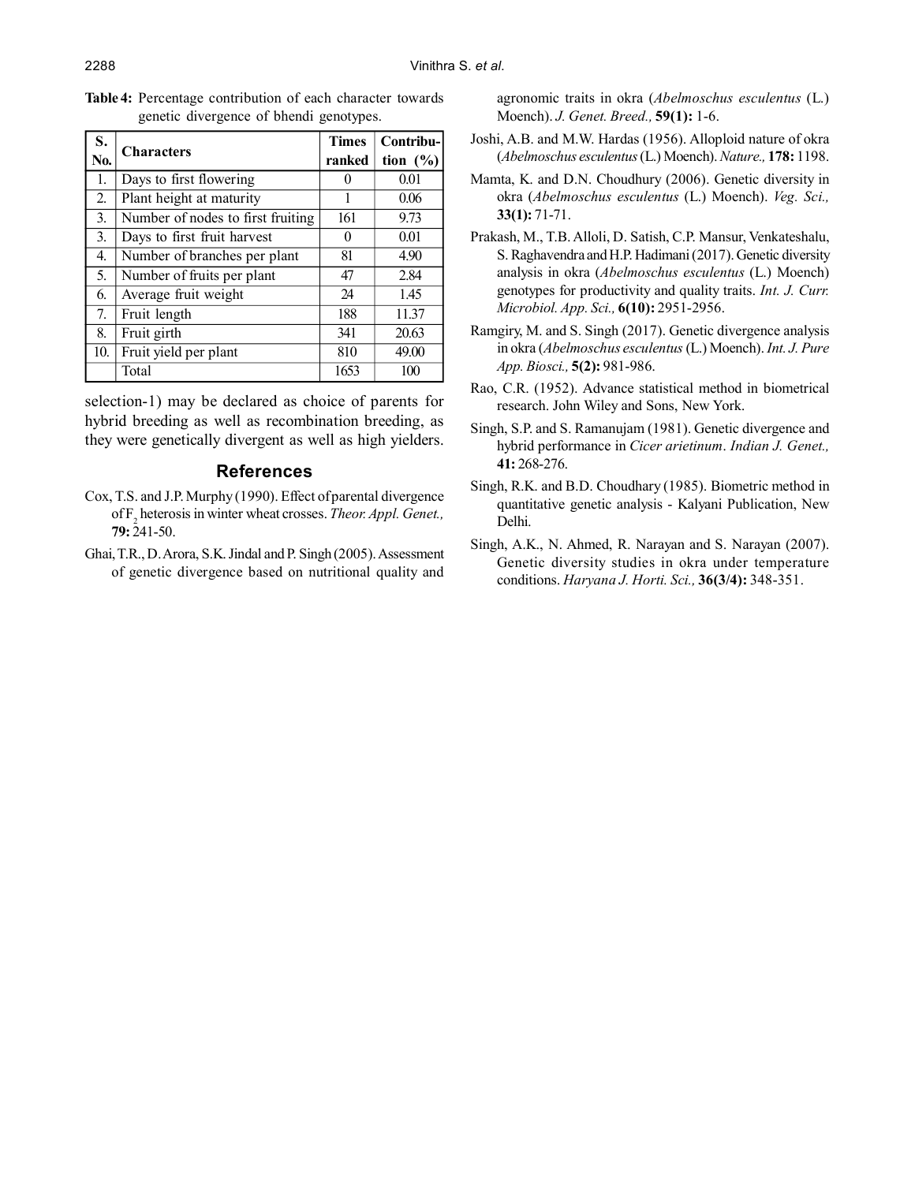**Table 4:** Percentage contribution of each character towards genetic divergence of bhendi genotypes.

| S. No. | Characters | Times ranked | Contribution (%) |
|---|---|---|---|
| 1. | Days to first flowering | 0 | 0.01 |
| 2. | Plant height at maturity | 1 | 0.06 |
| 3. | Number of nodes to first fruiting | 161 | 9.73 |
| 3. | Days to first fruit harvest | 0 | 0.01 |
| 4. | Number of branches per plant | 81 | 4.90 |
| 5. | Number of fruits per plant | 47 | 2.84 |
| 6. | Average fruit weight | 24 | 1.45 |
| 7. | Fruit length | 188 | 11.37 |
| 8. | Fruit girth | 341 | 20.63 |
| 10. | Fruit yield per plant | 810 | 49.00 |
| | Total | 1653 | 100 |

selection-1) may be declared as choice of parents for hybrid breeding as well as recombination breeding, as they were genetically divergent as well as high yielders.

## References

Cox, T.S. and J.P. Murphy (1990). Effect of parental divergence of $F_2$ heterosis in winter wheat crosses. *Theor. Appl. Genet.,* **79:** 241-50.

Ghai, T.R., D. Arora, S.K. Jindal and P. Singh (2005). Assessment of genetic divergence based on nutritional quality and agronomic traits in okra (*Abelmoschus esculentus* (L.) Moench). *J. Genet. Breed.,* **59(1):** 1-6.

Joshi, A.B. and M.W. Hardas (1956). Alloploid nature of okra (*Abelmoschus esculentus* (L.) Moench). *Nature.,* **178:** 1198.

Mamta, K. and D.N. Choudhury (2006). Genetic diversity in okra (*Abelmoschus esculentus* (L.) Moench). *Veg. Sci.,* **33(1):** 71-71.

Prakash, M., T.B. Alloli, D. Satish, C.P. Mansur, Venkateshalu, S. Raghavendra and H.P. Hadimani (2017). Genetic diversity analysis in okra (*Abelmoschus esculentus* (L.) Moench) genotypes for productivity and quality traits. *Int. J. Curr. Microbiol. App. Sci.,* **6(10):** 2951-2956.

Ramgiry, M. and S. Singh (2017). Genetic divergence analysis in okra (*Abelmoschus esculentus* (L.) Moench). *Int. J. Pure App. Biosci.,* **5(2):** 981-986.

Rao, C.R. (1952). Advance statistical method in biometrical research. John Wiley and Sons, New York.

Singh, S.P. and S. Ramanujam (1981). Genetic divergence and hybrid performance in *Cicer arietinum*. *Indian J. Genet.,* **41:** 268-276.

Singh, R.K. and B.D. Choudhary (1985). Biometric method in quantitative genetic analysis - Kalyani Publication, New Delhi.

Singh, A.K., N. Ahmed, R. Narayan and S. Narayan (2007). Genetic diversity studies in okra under temperature conditions. *Haryana J. Horti. Sci.,* **36(3/4):** 348-351.